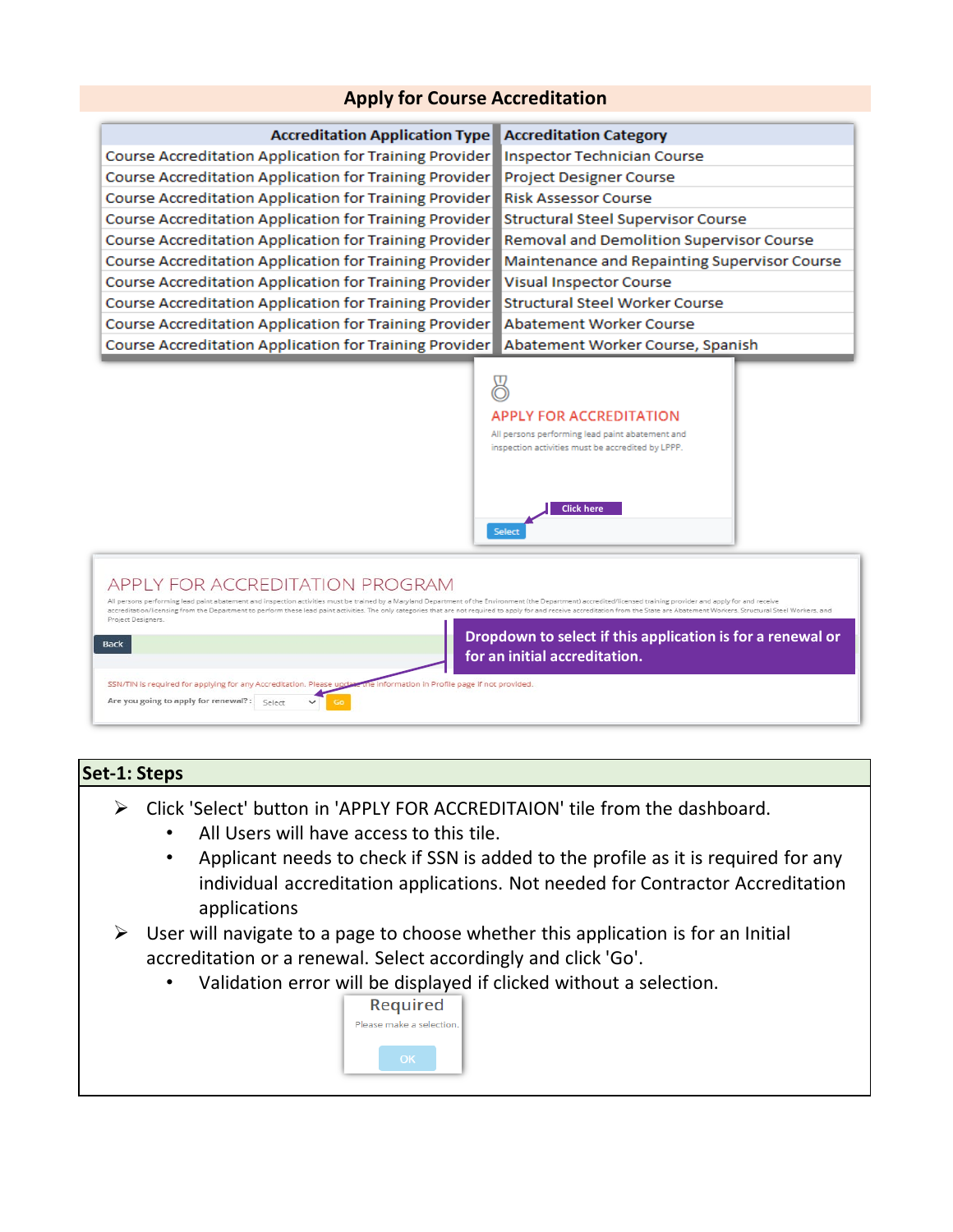# Apply for Course Accreditation

| Accreditation Application Type | Accreditation Category |
|---|---|
| Course Accreditation Application for Training Provider | Inspector Technician Course |
| Course Accreditation Application for Training Provider | Project Designer Course |
| Course Accreditation Application for Training Provider | Risk Assessor Course |
| Course Accreditation Application for Training Provider | Structural Steel Supervisor Course |
| Course Accreditation Application for Training Provider | Removal and Demolition Supervisor Course |
| Course Accreditation Application for Training Provider | Maintenance and Repainting Supervisor Course |
| Course Accreditation Application for Training Provider | Visual Inspector Course |
| Course Accreditation Application for Training Provider | Structural Steel Worker Course |
| Course Accreditation Application for Training Provider | Abatement Worker Course |
| Course Accreditation Application for Training Provider | Abatement Worker Course, Spanish |

APPLY FOR ACCREDITATION

All persons performing lead paint abatement and inspection activities must be accredited by LPPP.

Click here

Select

APPLY FOR ACCREDITATION PROGRAM

All persons performing lead paint abatement and inspection activities must be trained by a Maryland Department of the Environment (the Department) accredited/licensed training provider and apply for and receive accreditation/licensing from the Department to perform these lead paint activities. The only categories that are not required to apply for and receive accreditation from the State are Abatement Workers, Structural Steel Workers, and Project Designers.

Back

Dropdown to select if this application is for a renewal or for an initial accreditation.

SSN/TIN is required for applying for any Accreditation. Please update the information in Profile page if not provided.

Are you going to apply for renewal? : Select Go

## Set-1: Steps

- Click 'Select' button in 'APPLY FOR ACCREDITAION' tile from the dashboard.
  - All Users will have access to this tile.
  - Applicant needs to check if SSN is added to the profile as it is required for any individual accreditation applications. Not needed for Contractor Accreditation applications
- User will navigate to a page to choose whether this application is for an Initial accreditation or a renewal. Select accordingly and click 'Go'.
  - Validation error will be displayed if clicked without a selection.

Required

Please make a selection.

OK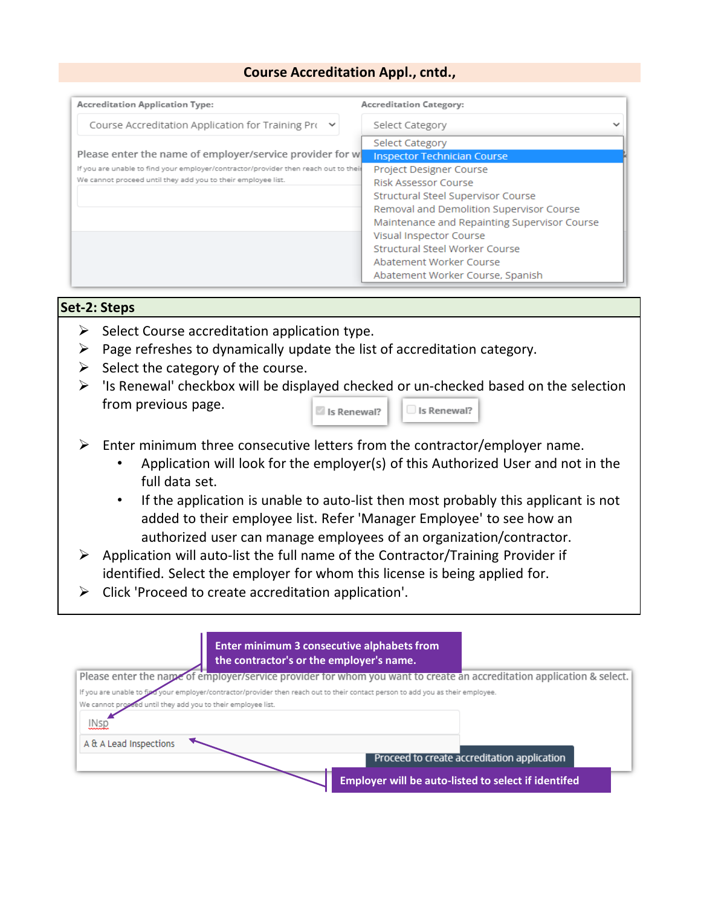## Course Accreditation Appl., cntd.,

Accreditation Application Type: Course Accreditation Application for Training Pr

Accreditation Category: Select Category

- Select Category
- Inspector Technician Course
- Project Designer Course
- Risk Assessor Course
- Structural Steel Supervisor Course
- Removal and Demolition Supervisor Course
- Maintenance and Repainting Supervisor Course
- Visual Inspector Course
- Structural Steel Worker Course
- Abatement Worker Course
- Abatement Worker Course, Spanish

Please enter the name of employer/service provider for w

If you are unable to find your employer/contractor/provider then reach out to thei

We cannot proceed until they add you to their employee list.

### Set-2: Steps

- Select Course accreditation application type.
- Page refreshes to dynamically update the list of accreditation category.
- Select the category of the course.
- 'Is Renewal' checkbox will be displayed checked or un-checked based on the selection from previous page. (Is Renewal? / Is Renewal?)
- Enter minimum three consecutive letters from the contractor/employer name.
  - Application will look for the employer(s) of this Authorized User and not in the full data set.
  - If the application is unable to auto-list then most probably this applicant is not added to their employee list. Refer 'Manager Employee' to see how an authorized user can manage employees of an organization/contractor.
- Application will auto-list the full name of the Contractor/Training Provider if identified. Select the employer for whom this license is being applied for.
- Click 'Proceed to create accreditation application'.

**Enter minimum 3 consecutive alphabets from the contractor's or the employer's name.**

Please enter the name of employer/service provider for whom you want to create an accreditation application & select.

If you are unable to find your employer/contractor/provider then reach out to their contact person to add you as their employee.

We cannot proceed until they add you to their employee list.

INsp

A & A Lead Inspections

Proceed to create accreditation application

**Employer will be auto-listed to select if identifed**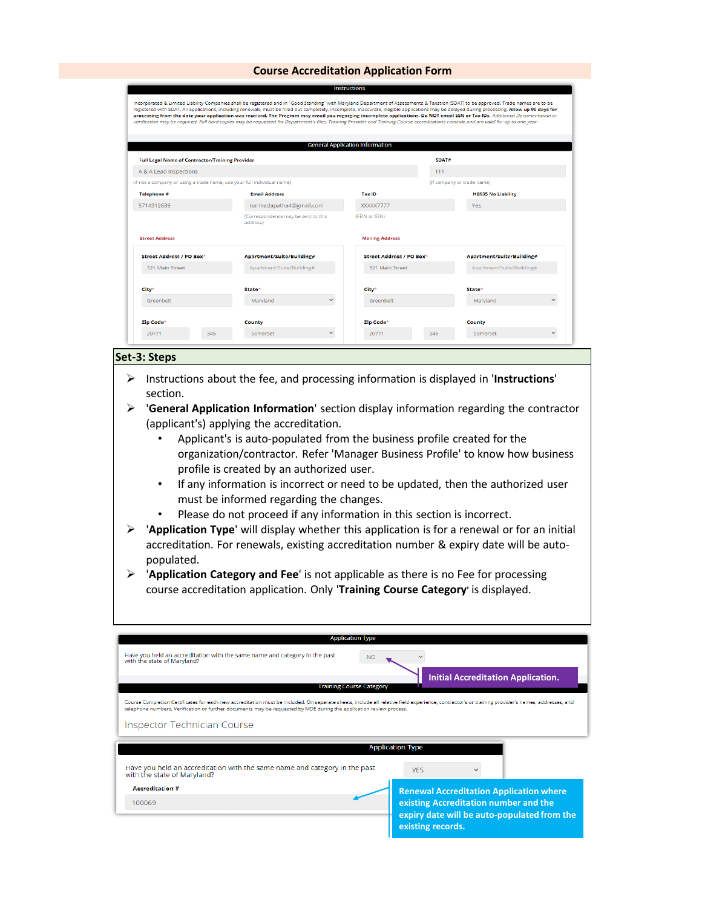# Course Accreditation Application Form

**Instructions**

Incorporated & Limited Liability Companies shall be registered and in "Good Standing" with Maryland Department of Assessments & Taxation (SDAT) to be approved. Trade names are to be registered with SDAT. All applications, including renewals, must be filled out completely. Incomplete, inaccurate, illegible applications may be delayed during processing. **Allow up 90 days for processing from the date your application was received. The Program may email you regarging incomplete applications. Do NOT email SSN or Tax IDs.** *Additional Documentation or verification may be required. Full hard copies may be requested for Department's files. Training Provider and Training Course accreditations coincide and are valid for up to one year.*

**General Application Information**

| Full Legal Name of Contractor/Training Provider | SDAT# |
|---|---|
| A & A Lead Inspections | 111 |
| (If not a company or using a trade name, use your full individual name) | (If company or trade name) |

| Telephone # | Email Address | Tax ID | HB935 No Liability |
|---|---|---|---|
| 5714312689 | narmadapatha4@gmail.com | XXXXX7777 | Yes |
| | (Correspondence may be sent to this address) | (FEIN or SSN) | |

**Street Address**

| Street Address / PO Box* | Apartment/Suite/Building# |
|---|---|
| 321 Main Street | Apartment/Suite/Building# |
| **City*** | **State*** |
| Greenbelt | Maryland |
| **Zip Code*** | **County** |
| 20771 345 | Somerset |

**Mailing Address**

| Street Address / PO Box* | Apartment/Suite/Building# |
|---|---|
| 321 Main Street | Apartment/Suite/Building# |
| **City*** | **State*** |
| Greenbelt | Maryland |
| **Zip Code*** | **County** |
| 20771 345 | Somerset |

## Set-3: Steps

- Instructions about the fee, and processing information is displayed in '**Instructions**' section.
- '**General Application Information**' section display information regarding the contractor (applicant's) applying the accreditation.
  - Applicant's is auto-populated from the business profile created for the organization/contractor. Refer 'Manager Business Profile' to know how business profile is created by an authorized user.
  - If any information is incorrect or need to be updated, then the authorized user must be informed regarding the changes.
  - Please do not proceed if any information in this section is incorrect.
- '**Application Type**' will display whether this application is for a renewal or for an initial accreditation. For renewals, existing accreditation number & expiry date will be auto-populated.
- '**Application Category and Fee**' is not applicable as there is no Fee for processing course accreditation application. Only '**Training Course Category**' is displayed.

**Application Type**

Have you held an accreditation with the same name and category in the past with the state of Maryland? NO

**Initial Accreditation Application.**

**Training Course Category**

Course Completion Certificates for each new accreditation must be included. On separate sheets, include all relative field experience, contractor's or training provider's names, addresses, and telephone numbers, Verification or further documents may be requested by MDE during the application review process.

Inspector Technician Course

**Application Type**

Have you held an accreditation with the same name and category in the past with the state of Maryland? YES

**Accreditation #**

100069

**Renewal Accreditation Application where existing Accreditation number and the expiry date will be auto-populated from the existing records.**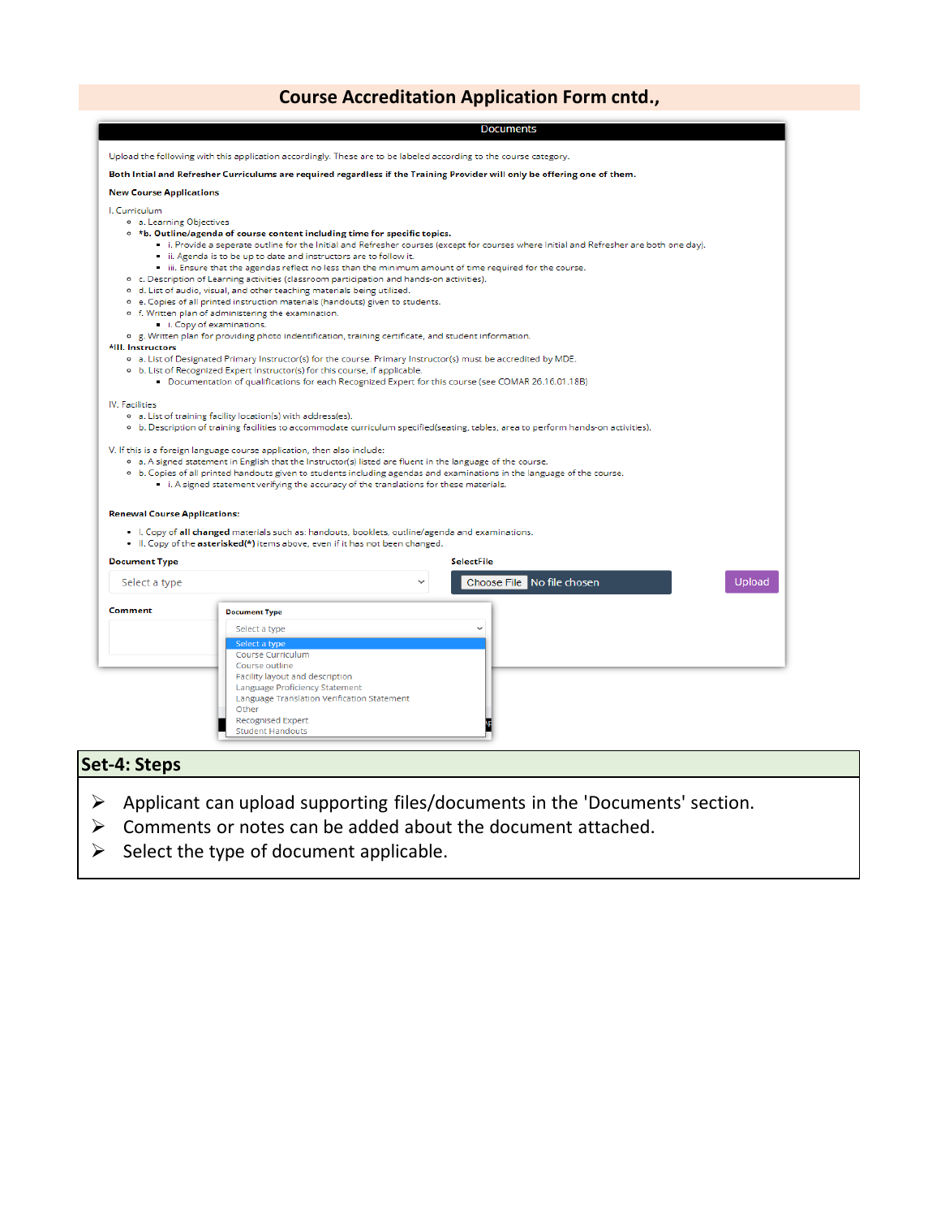## Course Accreditation Application Form cntd.,

**Documents**

Upload the following with this application accordingly. These are to be labeled according to the course category.

**Both Intial and Refresher Curriculums are required regardless if the Training Provider will only be offering one of them.**

**New Course Applications**

I. Curriculum

- a. Learning Objectives
- ***b. Outline/agenda of course content including time for specific topics.**
  - i. Provide a seperate outline for the Initial and Refresher courses (except for courses where Initial and Refresher are both one day).
  - ii. Agenda is to be up to date and instructors are to follow it.
  - iii. Ensure that the agendas reflect no less than the minimum amount of time required for the course.
- c. Description of Learning activities (classroom participation and hands-on activities).
- d. List of audio, visual, and other teaching materials being utilized.
- e. Copies of all printed instruction materials (handouts) given to students.
- f. Written plan of administering the examination.
  - i. Copy of examinations.
- g. Written plan for providing photo indentification, training certificate, and student information.

***III. Instructors**

- a. List of Designated Primary Instructor(s) for the course. Primary Instructor(s) must be accredited by MDE.
- b. List of Recognized Expert Instructor(s) for this course, if applicable.
  - Documentation of qualifications for each Recognized Expert for this course (see COMAR 26.16.01.18B)

IV. Facilities

- a. List of training facility location(s) with address(es).
- b. Description of training facilities to accommodate curriculum specified(seating, tables, area to perform hands-on activities).

V. If this is a foreign language course application, then also include:

- a. A signed statement in English that the Instructor(s) listed are fluent in the language of the course.
- b. Copies of all printed handouts given to students including agendas and examinations in the language of the course.
  - i. A signed statement verifying the accuracy of the translations for these materials.

**Renewal Course Applications:**

- I. Copy of **all changed** materials such as: handouts, booklets, outline/agende and examinations.
- II. Copy of the **asterisked(*)** items above, even if it has not been changed.

**Document Type** Select a type

**SelectFile** Choose File No file chosen

Upload

**Comment**

**Document Type**

Select a type

- Select a type
- Course Curriculum
- Course outline
- Facility layout and description
- Language Proficiency Statement
- Language Translation Verification Statement
- Other
- Recognised Expert
- Student Handouts

## Set-4: Steps

- Applicant can upload supporting files/documents in the 'Documents' section.
- Comments or notes can be added about the document attached.
- Select the type of document applicable.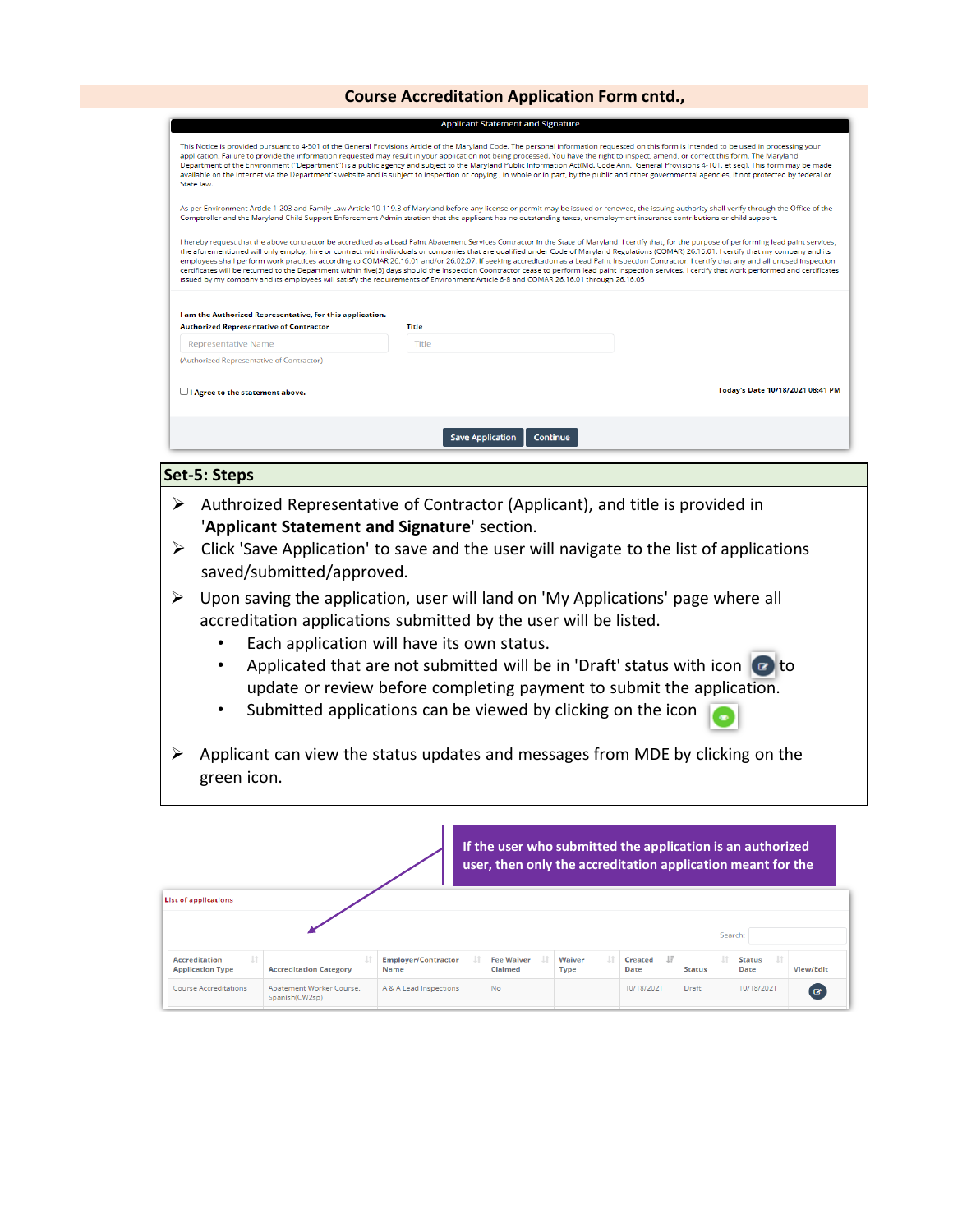## Course Accreditation Application Form cntd.,

**Applicant Statement and Signature**

This Notice is provided pursuant to 4-501 of the General Provisions Article of the Maryland Code. The personal information requested on this form is intended to be used in processing your application. Failure to provide the information requested may result in your application not being processed. You have the right to inspect, amend, or correct this form. The Maryland Department of the Environment ("Department") is a public agency and subject to the Maryland Public Information Act(Md. Code Ann., General Provisions 4-101. et seq). This form may be made available on the internet via the Department's website and is subject to inspection or copying , in whole or in part, by the public and other governmental agencies, if not protected by federal or State law.

As per Environment Article 1-203 and Family Law Article 10-119.3 of Maryland before any license or permit may be issued or renewed, the issuing authority shall verify through the Office of the Comptroller and the Maryland Child Support Enforcement Administration that the applicant has no outstanding taxes, unemployment insurance contributions or child support.

I hereby request that the above contractor be accredited as a Lead Paint Abatement Services Contractor in the State of Maryland. I certify that, for the purpose of performing lead paint services, the aforementioned will only employ, hire or contract with individuals or companies that are qualified under Code of Maryland Regulations (COMAR) 26.16.01. I certify that my company and its employees shall perform work practices according to COMAR 26.16.01 and/or 26.02.07. If seeking accreditation as a Lead Paint Inspection Contractor; I certify that any and all unused inspection certificates will be returned to the Department within five(5) days should the Inspection Coontractor cease to perform lead paint inspection services. I certify that work performed and certificates issued by my company and its employees will satisfy the requirements of Environment Article 6-8 and COMAR 26.16.01 through 26.16.05

**I am the Authorized Representative, for this application.**

**Authorized Representative of Contractor**: Representative Name (Authorized Representative of Contractor)

**Title**: Title

☐ **I Agree to the statement above.**

**Today's Date 10/18/2021 08:41 PM**

Save Application | Continue

### Set-5: Steps

- Authroized Representative of Contractor (Applicant), and title is provided in '**Applicant Statement and Signature**' section.
- Click 'Save Application' to save and the user will navigate to the list of applications saved/submitted/approved.
- Upon saving the application, user will land on 'My Applications' page where all accreditation applications submitted by the user will be listed.
  - Each application will have its own status.
  - Applicated that are not submitted will be in 'Draft' status with icon to update or review before completing payment to submit the application.
  - Submitted applications can be viewed by clicking on the icon
- Applicant can view the status updates and messages from MDE by clicking on the green icon.

**If the user who submitted the application is an authorized user, then only the accreditation application meant for the**

List of applications

Search:

| Accreditation Application Type | Accreditation Category | Employer/Contractor Name | Fee Waiver Claimed | Waiver Type | Created Date | Status | Status Date | View/Edit |
|---|---|---|---|---|---|---|---|---|
| Course Accreditations | Abatement Worker Course, Spanish(CW2sp) | A & A Lead Inspections | No | | 10/18/2021 | Draft | 10/18/2021 | |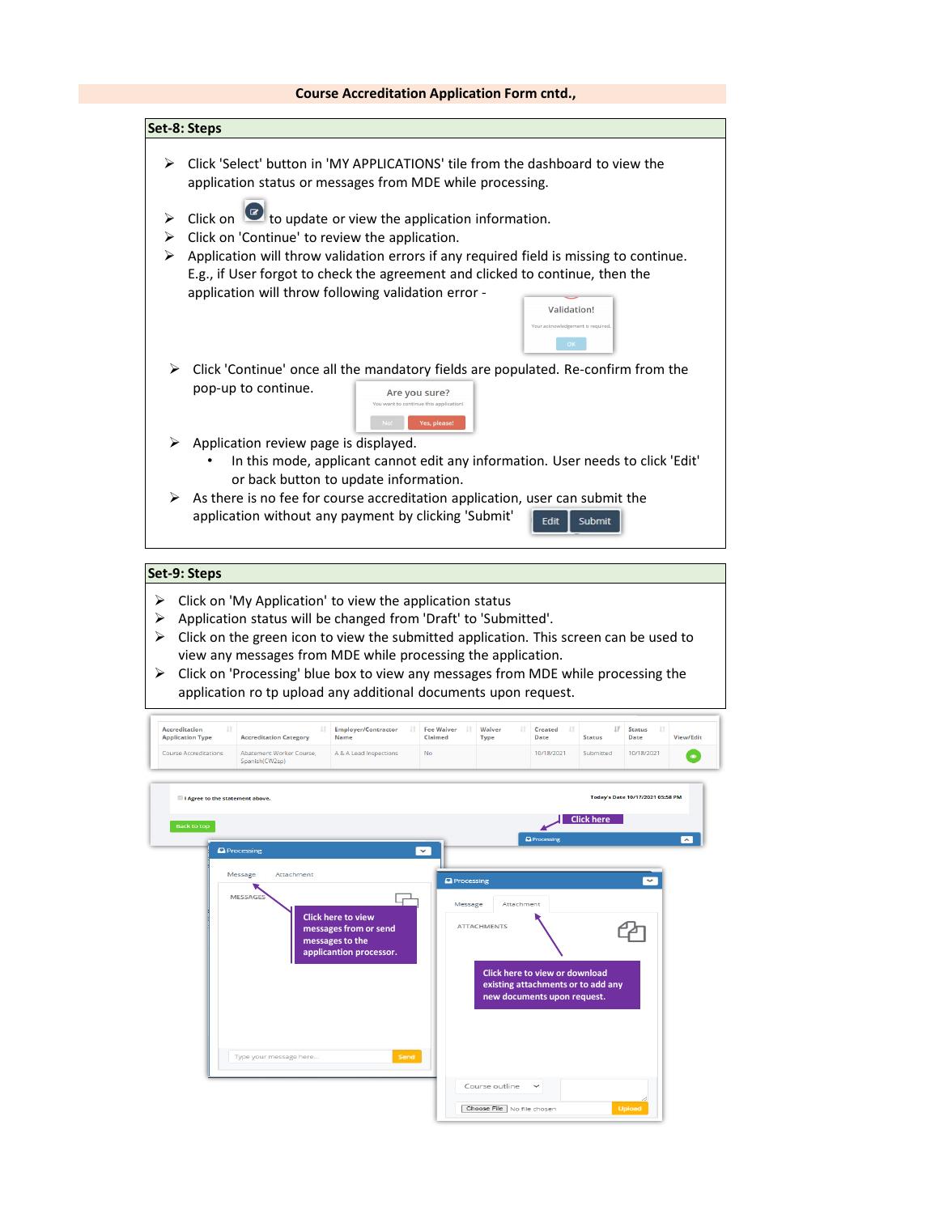**Course Accreditation Application Form cntd.,**

## Set-8: Steps

- Click 'Select' button in 'MY APPLICATIONS' tile from the dashboard to view the application status or messages from MDE while processing.
- Click on  to update or view the application information.
- Click on 'Continue' to review the application.
- Application will throw validation errors if any required field is missing to continue. E.g., if User forgot to check the agreement and clicked to continue, then the application will throw following validation error -

Validation!

Your acknowledgement is required.

OK

- Click 'Continue' once all the mandatory fields are populated. Re-confirm from the pop-up to continue.

Are you sure?

You want to continue this application!

No! Yes, please!

- Application review page is displayed.
  - In this mode, applicant cannot edit any information. User needs to click 'Edit' or back button to update information.
- As there is no fee for course accreditation application, user can submit the application without any payment by clicking 'Submit'

Edit Submit

## Set-9: Steps

- Click on 'My Application' to view the application status
- Application status will be changed from 'Draft' to 'Submitted'.
- Click on the green icon to view the submitted application. This screen can be used to view any messages from MDE while processing the application.
- Click on 'Processing' blue box to view any messages from MDE while processing the application ro tp upload any additional documents upon request.

| Accreditation Application Type | Accreditation Category | Employer/Contractor Name | Fee Waiver Claimed | Waiver Type | Created Date | Status | Status Date | View/Edit |
|---|---|---|---|---|---|---|---|---|
| Course Accreditations | Abatement Worker Course, Spanish(CW2sp) | A & A Lead Inspections | No | | 10/18/2021 | Submitted | 10/18/2021 | |

I Agree to the statement above.

Today's Date 10/17/2021 05:58 PM

Back to top

Click here

Processing

Processing

Message Attachment

MESSAGES

Click here to view messages from or send messages to the applicantion processor.

Type your message here... Send

Processing

Message Attachment

ATTACHMENTS

Click here to view or download existing attachments or to add any new documents upon request.

Course outline

Choose File No file chosen Upload